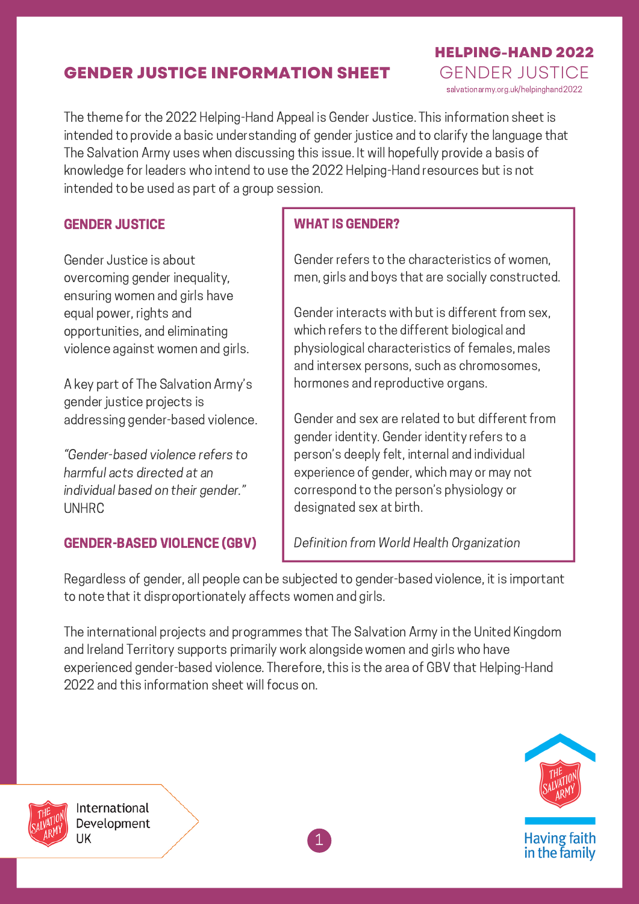# GENDER JUSTICE INFORMATION SHEET

**HELPING-HAND 2022**
GENDER JUSTICE
salvationarmy.org.uk/helpinghand2022

The theme for the 2022 Helping-Hand Appeal is Gender Justice. This information sheet is intended to provide a basic understanding of gender justice and to clarify the language that The Salvation Army uses when discussing this issue. It will hopefully provide a basis of knowledge for leaders who intend to use the 2022 Helping-Hand resources but is not intended to be used as part of a group session.

## GENDER JUSTICE

Gender Justice is about overcoming gender inequality, ensuring women and girls have equal power, rights and opportunities, and eliminating violence against women and girls.

A key part of The Salvation Army's gender justice projects is addressing gender-based violence.

*"Gender-based violence refers to harmful acts directed at an individual based on their gender."* UNHRC

## WHAT IS GENDER?

Gender refers to the characteristics of women, men, girls and boys that are socially constructed.

Gender interacts with but is different from sex, which refers to the different biological and physiological characteristics of females, males and intersex persons, such as chromosomes, hormones and reproductive organs.

Gender and sex are related to but different from gender identity. Gender identity refers to a person's deeply felt, internal and individual experience of gender, which may or may not correspond to the person's physiology or designated sex at birth.

*Definition from World Health Organization*

## GENDER-BASED VIOLENCE (GBV)

Regardless of gender, all people can be subjected to gender-based violence, it is important to note that it disproportionately affects women and girls.

The international projects and programmes that The Salvation Army in the United Kingdom and Ireland Territory supports primarily work alongside women and girls who have experienced gender-based violence. Therefore, this is the area of GBV that Helping-Hand 2022 and this information sheet will focus on.

International Development UK

Having faith in the family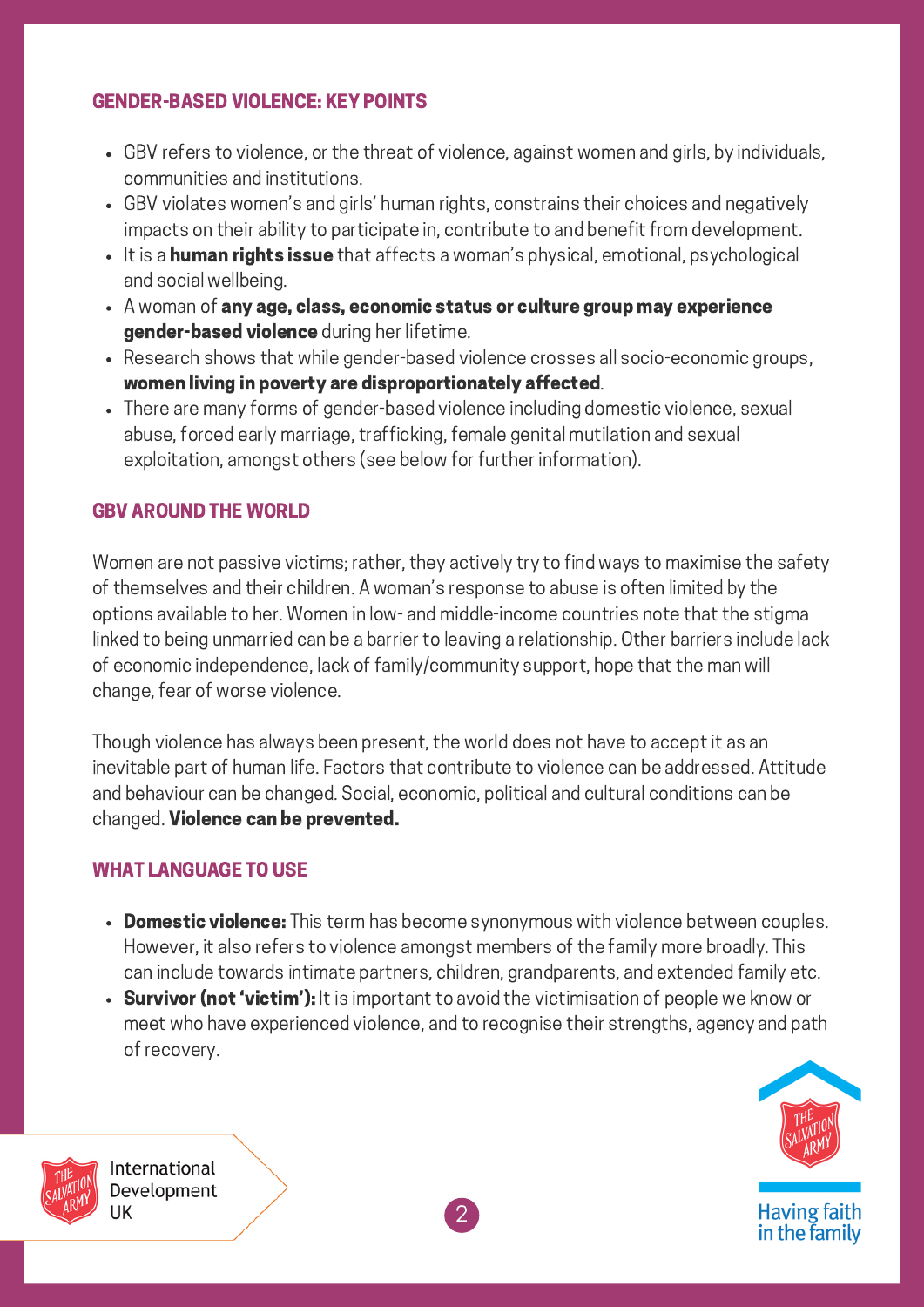## GENDER-BASED VIOLENCE: KEY POINTS

- GBV refers to violence, or the threat of violence, against women and girls, by individuals, communities and institutions.
- GBV violates women's and girls' human rights, constrains their choices and negatively impacts on their ability to participate in, contribute to and benefit from development.
- It is a **human rights issue** that affects a woman's physical, emotional, psychological and social wellbeing.
- A woman of **any age, class, economic status or culture group may experience gender-based violence** during her lifetime.
- Research shows that while gender-based violence crosses all socio-economic groups, **women living in poverty are disproportionately affected**.
- There are many forms of gender-based violence including domestic violence, sexual abuse, forced early marriage, trafficking, female genital mutilation and sexual exploitation, amongst others (see below for further information).

## GBV AROUND THE WORLD

Women are not passive victims; rather, they actively try to find ways to maximise the safety of themselves and their children. A woman's response to abuse is often limited by the options available to her. Women in low- and middle-income countries note that the stigma linked to being unmarried can be a barrier to leaving a relationship. Other barriers include lack of economic independence, lack of family/community support, hope that the man will change, fear of worse violence.

Though violence has always been present, the world does not have to accept it as an inevitable part of human life. Factors that contribute to violence can be addressed. Attitude and behaviour can be changed. Social, economic, political and cultural conditions can be changed. **Violence can be prevented.**

## WHAT LANGUAGE TO USE

- **Domestic violence:** This term has become synonymous with violence between couples. However, it also refers to violence amongst members of the family more broadly. This can include towards intimate partners, children, grandparents, and extended family etc.
- **Survivor (not 'victim'):** It is important to avoid the victimisation of people we know or meet who have experienced violence, and to recognise their strengths, agency and path of recovery.

International Development UK

Having faith in the family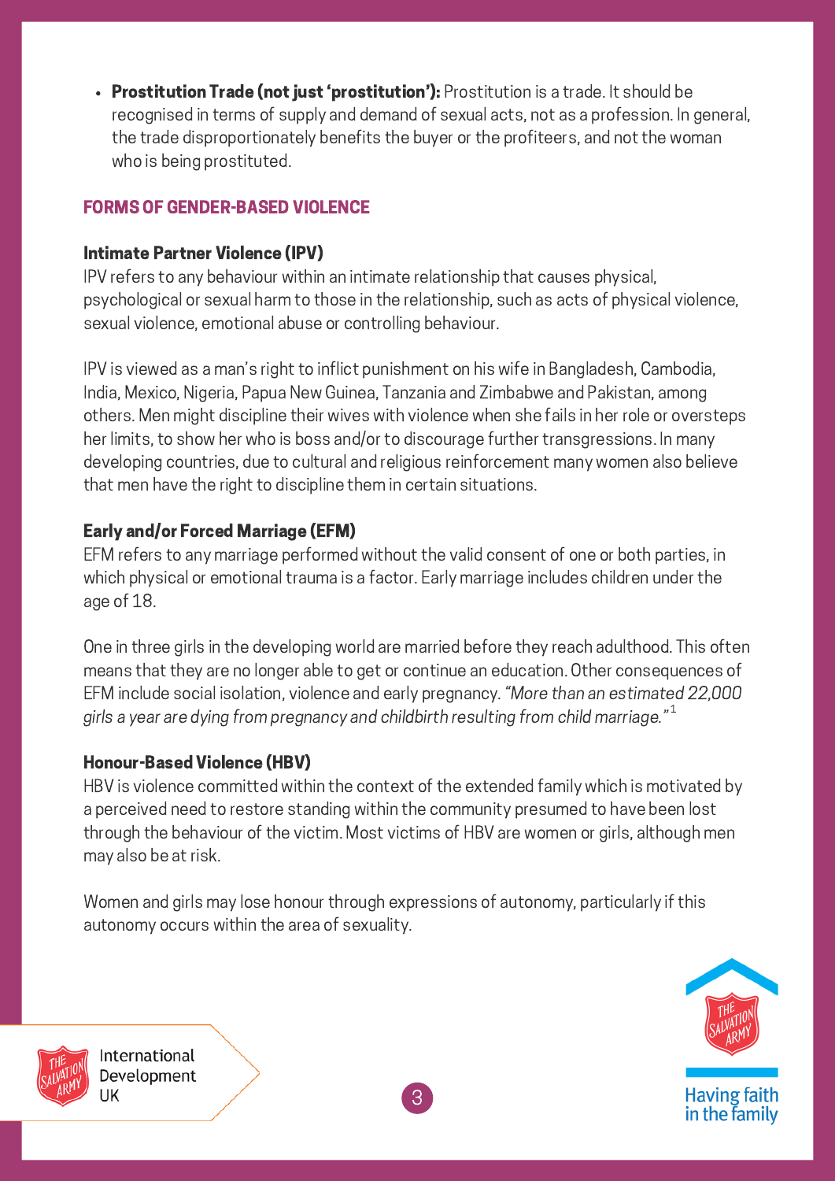- **Prostitution Trade (not just 'prostitution'):** Prostitution is a trade. It should be recognised in terms of supply and demand of sexual acts, not as a profession. In general, the trade disproportionately benefits the buyer or the profiteers, and not the woman who is being prostituted.

## FORMS OF GENDER-BASED VIOLENCE

### Intimate Partner Violence (IPV)

IPV refers to any behaviour within an intimate relationship that causes physical, psychological or sexual harm to those in the relationship, such as acts of physical violence, sexual violence, emotional abuse or controlling behaviour.

IPV is viewed as a man's right to inflict punishment on his wife in Bangladesh, Cambodia, India, Mexico, Nigeria, Papua New Guinea, Tanzania and Zimbabwe and Pakistan, among others. Men might discipline their wives with violence when she fails in her role or oversteps her limits, to show her who is boss and/or to discourage further transgressions. In many developing countries, due to cultural and religious reinforcement many women also believe that men have the right to discipline them in certain situations.

### Early and/or Forced Marriage (EFM)

EFM refers to any marriage performed without the valid consent of one or both parties, in which physical or emotional trauma is a factor. Early marriage includes children under the age of 18.

One in three girls in the developing world are married before they reach adulthood. This often means that they are no longer able to get or continue an education. Other consequences of EFM include social isolation, violence and early pregnancy. *"More than an estimated 22,000 girls a year are dying from pregnancy and childbirth resulting from child marriage."*[1]

### Honour-Based Violence (HBV)

HBV is violence committed within the context of the extended family which is motivated by a perceived need to restore standing within the community presumed to have been lost through the behaviour of the victim. Most victims of HBV are women or girls, although men may also be at risk.

Women and girls may lose honour through expressions of autonomy, particularly if this autonomy occurs within the area of sexuality.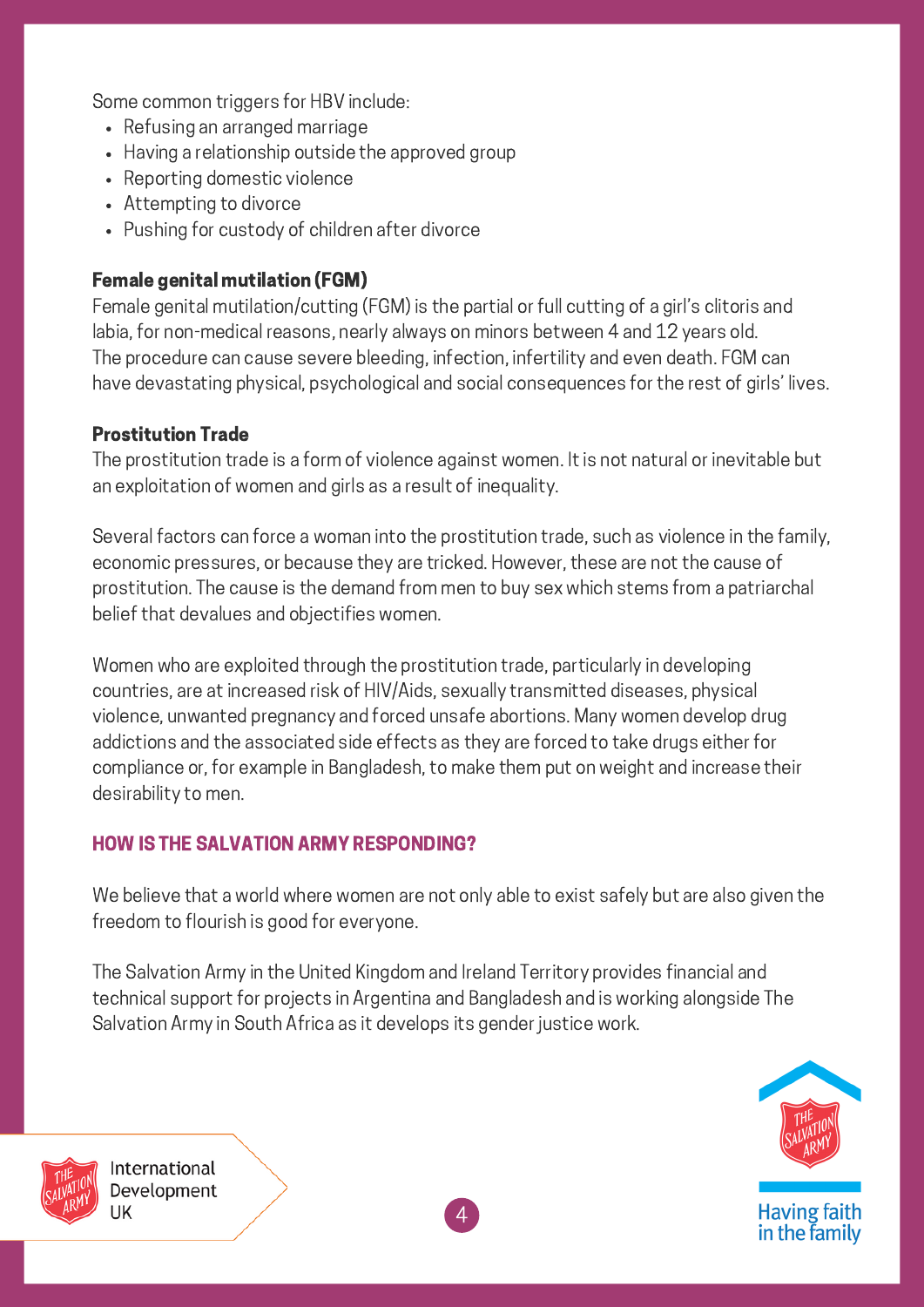Some common triggers for HBV include:

- Refusing an arranged marriage
- Having a relationship outside the approved group
- Reporting domestic violence
- Attempting to divorce
- Pushing for custody of children after divorce

**Female genital mutilation (FGM)**

Female genital mutilation/cutting (FGM) is the partial or full cutting of a girl's clitoris and labia, for non-medical reasons, nearly always on minors between 4 and 12 years old. The procedure can cause severe bleeding, infection, infertility and even death. FGM can have devastating physical, psychological and social consequences for the rest of girls' lives.

**Prostitution Trade**

The prostitution trade is a form of violence against women. It is not natural or inevitable but an exploitation of women and girls as a result of inequality.

Several factors can force a woman into the prostitution trade, such as violence in the family, economic pressures, or because they are tricked. However, these are not the cause of prostitution. The cause is the demand from men to buy sex which stems from a patriarchal belief that devalues and objectifies women.

Women who are exploited through the prostitution trade, particularly in developing countries, are at increased risk of HIV/Aids, sexually transmitted diseases, physical violence, unwanted pregnancy and forced unsafe abortions. Many women develop drug addictions and the associated side effects as they are forced to take drugs either for compliance or, for example in Bangladesh, to make them put on weight and increase their desirability to men.

## HOW IS THE SALVATION ARMY RESPONDING?

We believe that a world where women are not only able to exist safely but are also given the freedom to flourish is good for everyone.

The Salvation Army in the United Kingdom and Ireland Territory provides financial and technical support for projects in Argentina and Bangladesh and is working alongside The Salvation Army in South Africa as it develops its gender justice work.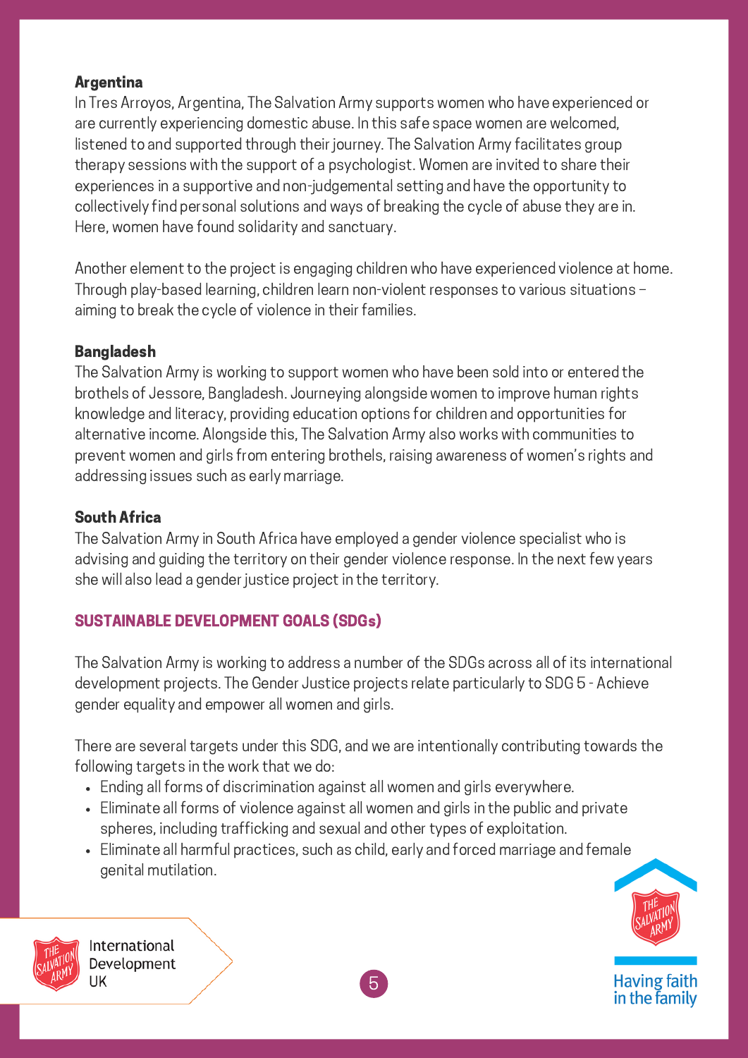### Argentina

In Tres Arroyos, Argentina, The Salvation Army supports women who have experienced or are currently experiencing domestic abuse. In this safe space women are welcomed, listened to and supported through their journey. The Salvation Army facilitates group therapy sessions with the support of a psychologist. Women are invited to share their experiences in a supportive and non-judgemental setting and have the opportunity to collectively find personal solutions and ways of breaking the cycle of abuse they are in. Here, women have found solidarity and sanctuary.

Another element to the project is engaging children who have experienced violence at home. Through play-based learning, children learn non-violent responses to various situations – aiming to break the cycle of violence in their families.

### Bangladesh

The Salvation Army is working to support women who have been sold into or entered the brothels of Jessore, Bangladesh. Journeying alongside women to improve human rights knowledge and literacy, providing education options for children and opportunities for alternative income. Alongside this, The Salvation Army also works with communities to prevent women and girls from entering brothels, raising awareness of women's rights and addressing issues such as early marriage.

### South Africa

The Salvation Army in South Africa have employed a gender violence specialist who is advising and guiding the territory on their gender violence response. In the next few years she will also lead a gender justice project in the territory.

## SUSTAINABLE DEVELOPMENT GOALS (SDGs)

The Salvation Army is working to address a number of the SDGs across all of its international development projects. The Gender Justice projects relate particularly to SDG 5 - Achieve gender equality and empower all women and girls.

There are several targets under this SDG, and we are intentionally contributing towards the following targets in the work that we do:

- Ending all forms of discrimination against all women and girls everywhere.
- Eliminate all forms of violence against all women and girls in the public and private spheres, including trafficking and sexual and other types of exploitation.
- Eliminate all harmful practices, such as child, early and forced marriage and female genital mutilation.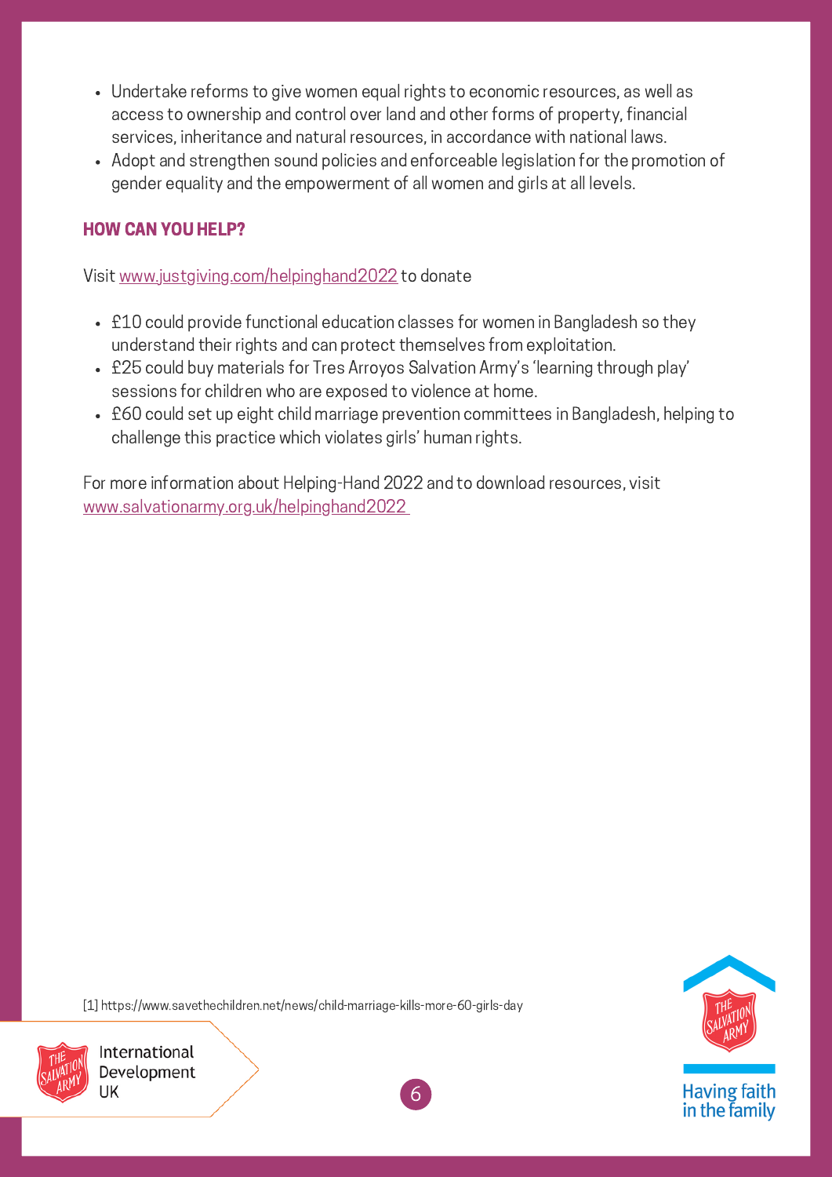- Undertake reforms to give women equal rights to economic resources, as well as access to ownership and control over land and other forms of property, financial services, inheritance and natural resources, in accordance with national laws.
- Adopt and strengthen sound policies and enforceable legislation for the promotion of gender equality and the empowerment of all women and girls at all levels.

## HOW CAN YOU HELP?

Visit www.justgiving.com/helpinghand2022 to donate

- £10 could provide functional education classes for women in Bangladesh so they understand their rights and can protect themselves from exploitation.
- £25 could buy materials for Tres Arroyos Salvation Army's 'learning through play' sessions for children who are exposed to violence at home.
- £60 could set up eight child marriage prevention committees in Bangladesh, helping to challenge this practice which violates girls' human rights.

For more information about Helping-Hand 2022 and to download resources, visit www.salvationarmy.org.uk/helpinghand2022

[1] https://www.savethechildren.net/news/child-marriage-kills-more-60-girls-day